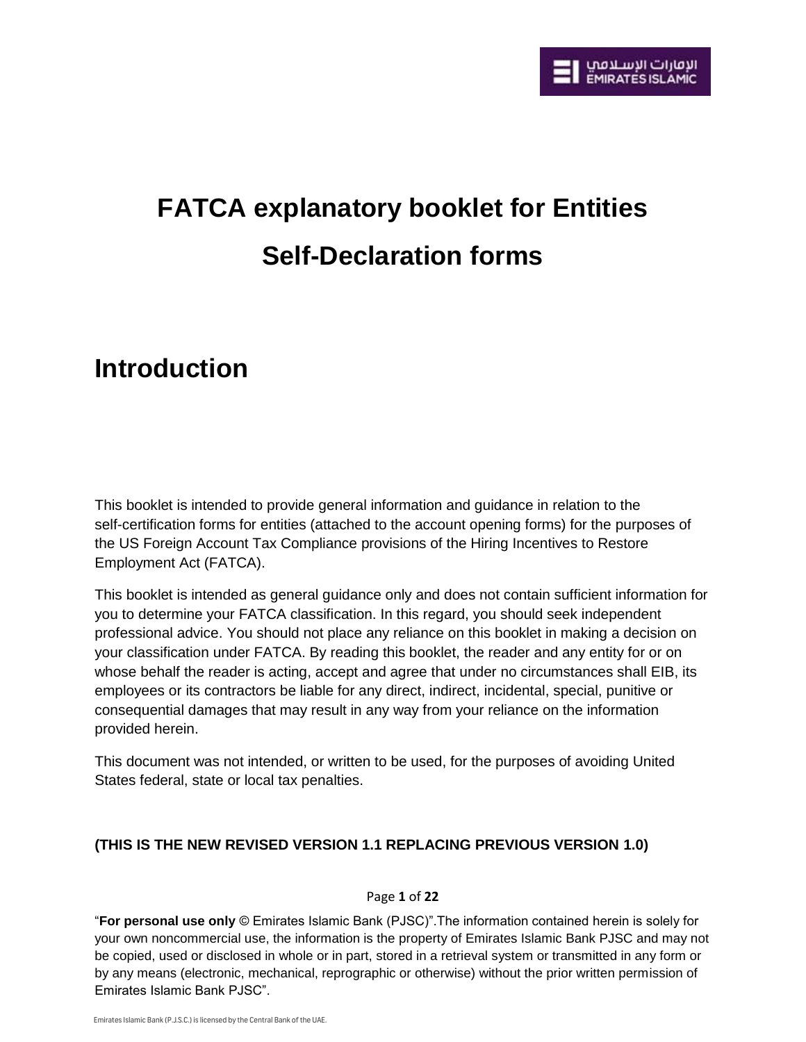# FATCA explanatory booklet for Entities

# Self-Declaration forms

## Introduction

This booklet is intended to provide general information and guidance in relation to the self-certification forms for entities (attached to the account opening forms) for the purposes of the US Foreign Account Tax Compliance provisions of the Hiring Incentives to Restore Employment Act (FATCA).

This booklet is intended as general guidance only and does not contain sufficient information for you to determine your FATCA classification. In this regard, you should seek independent professional advice. You should not place any reliance on this booklet in making a decision on your classification under FATCA. By reading this booklet, the reader and any entity for or on whose behalf the reader is acting, accept and agree that under no circumstances shall EIB, its employees or its contractors be liable for any direct, indirect, incidental, special, punitive or consequential damages that may result in any way from your reliance on the information provided herein.

This document was not intended, or written to be used, for the purposes of avoiding United States federal, state or local tax penalties.

**(THIS IS THE NEW REVISED VERSION 1.1 REPLACING PREVIOUS VERSION 1.0)**

"**For personal use only** © Emirates Islamic Bank (PJSC)".The information contained herein is solely for your own noncommercial use, the information is the property of Emirates Islamic Bank PJSC and may not be copied, used or disclosed in whole or in part, stored in a retrieval system or transmitted in any form or by any means (electronic, mechanical, reprographic or otherwise) without the prior written permission of Emirates Islamic Bank PJSC".

Emirates Islamic Bank (P.J.S.C.) is licensed by the Central Bank of the UAE.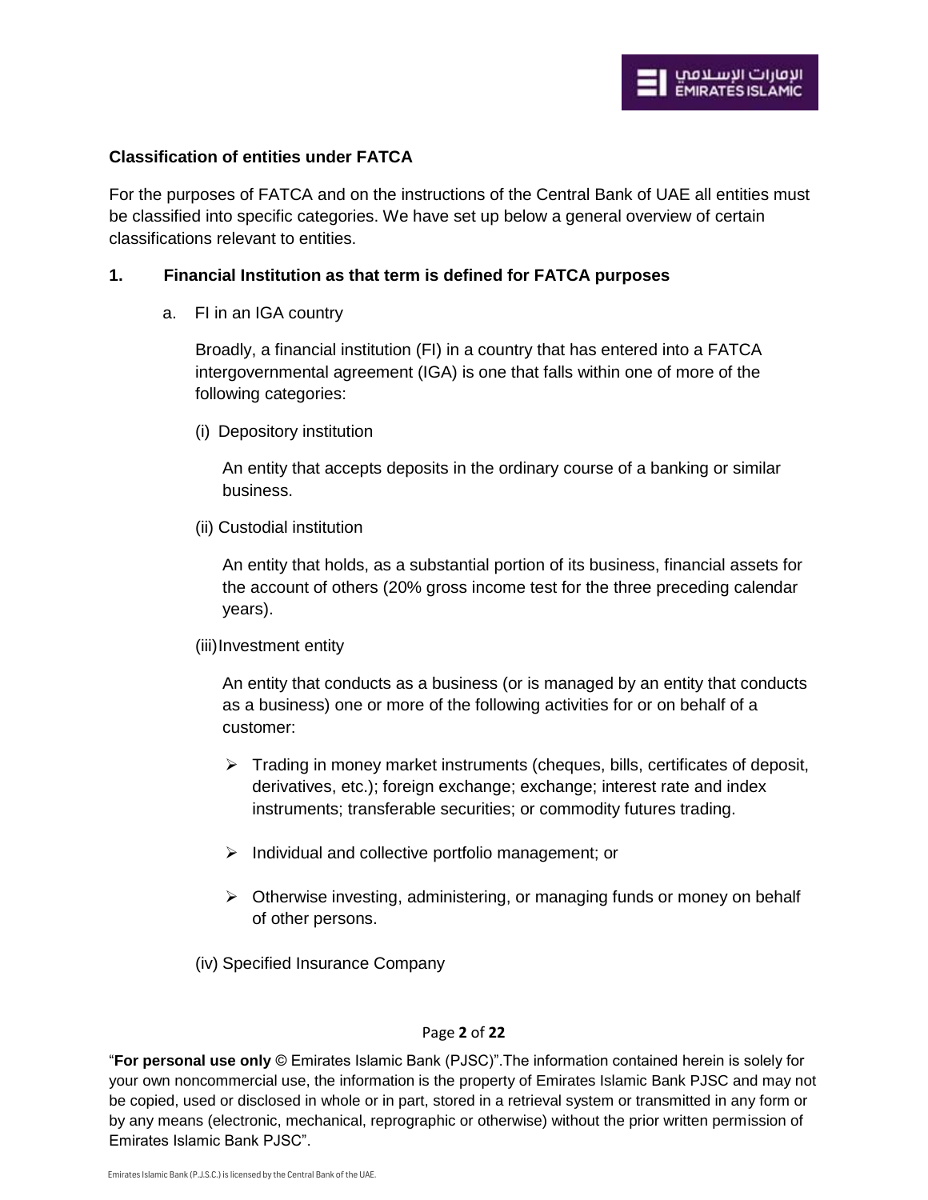**Classification of entities under FATCA**

For the purposes of FATCA and on the instructions of the Central Bank of UAE all entities must be classified into specific categories. We have set up below a general overview of certain classifications relevant to entities.

**1. Financial Institution as that term is defined for FATCA purposes**

a. FI in an IGA country

Broadly, a financial institution (FI) in a country that has entered into a FATCA intergovernmental agreement (IGA) is one that falls within one of more of the following categories:

(i) Depository institution

An entity that accepts deposits in the ordinary course of a banking or similar business.

(ii) Custodial institution

An entity that holds, as a substantial portion of its business, financial assets for the account of others (20% gross income test for the three preceding calendar years).

(iii) Investment entity

An entity that conducts as a business (or is managed by an entity that conducts as a business) one or more of the following activities for or on behalf of a customer:

- Trading in money market instruments (cheques, bills, certificates of deposit, derivatives, etc.); foreign exchange; exchange; interest rate and index instruments; transferable securities; or commodity futures trading.
- Individual and collective portfolio management; or
- Otherwise investing, administering, or managing funds or money on behalf of other persons.

(iv) Specified Insurance Company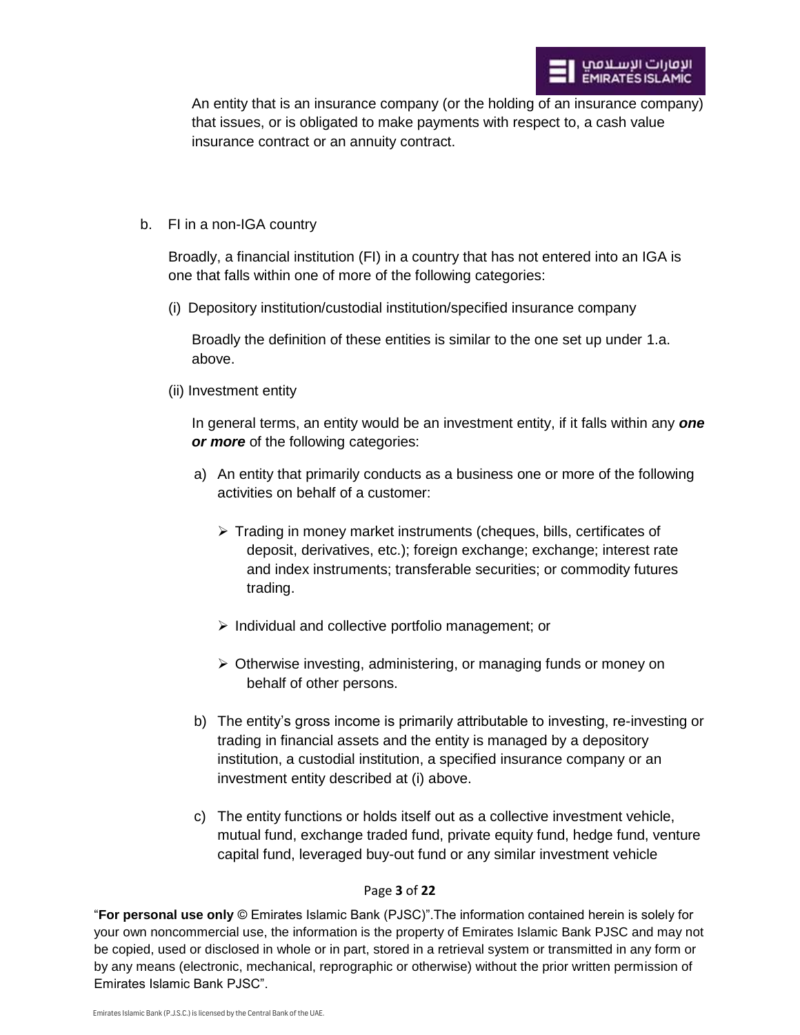An entity that is an insurance company (or the holding of an insurance company) that issues, or is obligated to make payments with respect to, a cash value insurance contract or an annuity contract.

b. FI in a non-IGA country

Broadly, a financial institution (FI) in a country that has not entered into an IGA is one that falls within one of more of the following categories:

(i) Depository institution/custodial institution/specified insurance company

Broadly the definition of these entities is similar to the one set up under 1.a. above.

(ii) Investment entity

In general terms, an entity would be an investment entity, if it falls within any ***one or more*** of the following categories:

a) An entity that primarily conducts as a business one or more of the following activities on behalf of a customer:

   - Trading in money market instruments (cheques, bills, certificates of deposit, derivatives, etc.); foreign exchange; exchange; interest rate and index instruments; transferable securities; or commodity futures trading.
   - Individual and collective portfolio management; or
   - Otherwise investing, administering, or managing funds or money on behalf of other persons.

b) The entity's gross income is primarily attributable to investing, re-investing or trading in financial assets and the entity is managed by a depository institution, a custodial institution, a specified insurance company or an investment entity described at (i) above.

c) The entity functions or holds itself out as a collective investment vehicle, mutual fund, exchange traded fund, private equity fund, hedge fund, venture capital fund, leveraged buy-out fund or any similar investment vehicle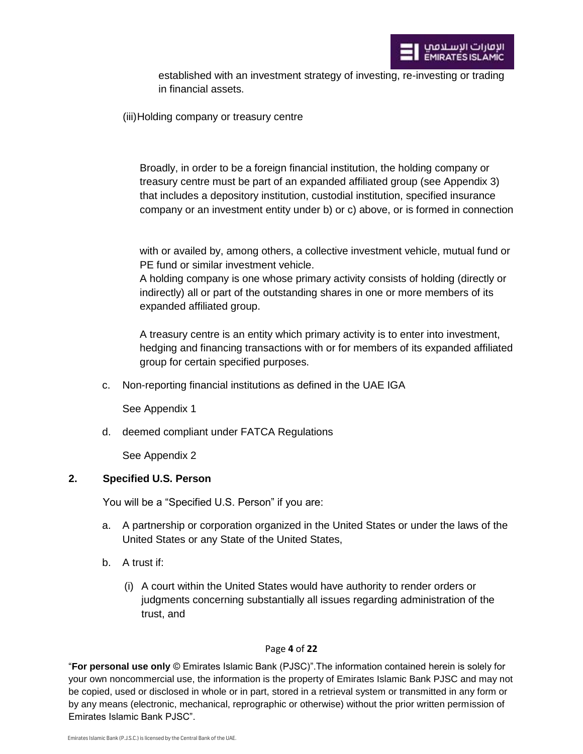established with an investment strategy of investing, re-investing or trading in financial assets.

(iii) Holding company or treasury centre

Broadly, in order to be a foreign financial institution, the holding company or treasury centre must be part of an expanded affiliated group (see Appendix 3) that includes a depository institution, custodial institution, specified insurance company or an investment entity under b) or c) above, or is formed in connection

with or availed by, among others, a collective investment vehicle, mutual fund or PE fund or similar investment vehicle.
A holding company is one whose primary activity consists of holding (directly or indirectly) all or part of the outstanding shares in one or more members of its expanded affiliated group.

A treasury centre is an entity which primary activity is to enter into investment, hedging and financing transactions with or for members of its expanded affiliated group for certain specified purposes.

c. Non-reporting financial institutions as defined in the UAE IGA

   See Appendix 1

d. deemed compliant under FATCA Regulations

   See Appendix 2

## 2. Specified U.S. Person

You will be a "Specified U.S. Person" if you are:

a. A partnership or corporation organized in the United States or under the laws of the United States or any State of the United States,

b. A trust if:

   (i) A court within the United States would have authority to render orders or judgments concerning substantially all issues regarding administration of the trust, and

"**For personal use only** © Emirates Islamic Bank (PJSC)".The information contained herein is solely for your own noncommercial use, the information is the property of Emirates Islamic Bank PJSC and may not be copied, used or disclosed in whole or in part, stored in a retrieval system or transmitted in any form or by any means (electronic, mechanical, reprographic or otherwise) without the prior written permission of Emirates Islamic Bank PJSC".

Emirates Islamic Bank (P.J.S.C.) is licensed by the Central Bank of the UAE.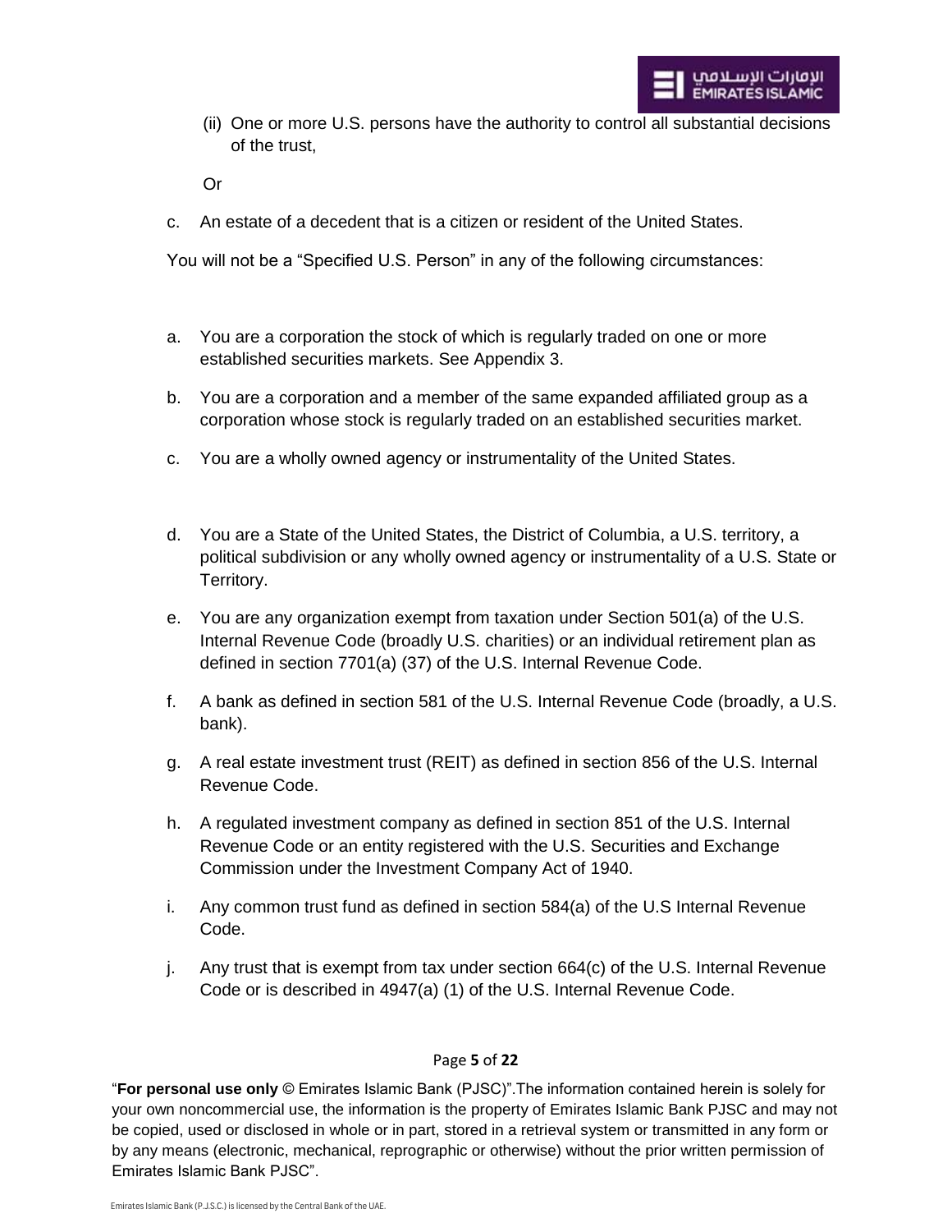(ii) One or more U.S. persons have the authority to control all substantial decisions of the trust,

Or

c. An estate of a decedent that is a citizen or resident of the United States.

You will not be a "Specified U.S. Person" in any of the following circumstances:

a. You are a corporation the stock of which is regularly traded on one or more established securities markets. See Appendix 3.

b. You are a corporation and a member of the same expanded affiliated group as a corporation whose stock is regularly traded on an established securities market.

c. You are a wholly owned agency or instrumentality of the United States.

d. You are a State of the United States, the District of Columbia, a U.S. territory, a political subdivision or any wholly owned agency or instrumentality of a U.S. State or Territory.

e. You are any organization exempt from taxation under Section 501(a) of the U.S. Internal Revenue Code (broadly U.S. charities) or an individual retirement plan as defined in section 7701(a) (37) of the U.S. Internal Revenue Code.

f. A bank as defined in section 581 of the U.S. Internal Revenue Code (broadly, a U.S. bank).

g. A real estate investment trust (REIT) as defined in section 856 of the U.S. Internal Revenue Code.

h. A regulated investment company as defined in section 851 of the U.S. Internal Revenue Code or an entity registered with the U.S. Securities and Exchange Commission under the Investment Company Act of 1940.

i. Any common trust fund as defined in section 584(a) of the U.S Internal Revenue Code.

j. Any trust that is exempt from tax under section 664(c) of the U.S. Internal Revenue Code or is described in 4947(a) (1) of the U.S. Internal Revenue Code.

"**For personal use only** © Emirates Islamic Bank (PJSC)".The information contained herein is solely for your own noncommercial use, the information is the property of Emirates Islamic Bank PJSC and may not be copied, used or disclosed in whole or in part, stored in a retrieval system or transmitted in any form or by any means (electronic, mechanical, reprographic or otherwise) without the prior written permission of Emirates Islamic Bank PJSC".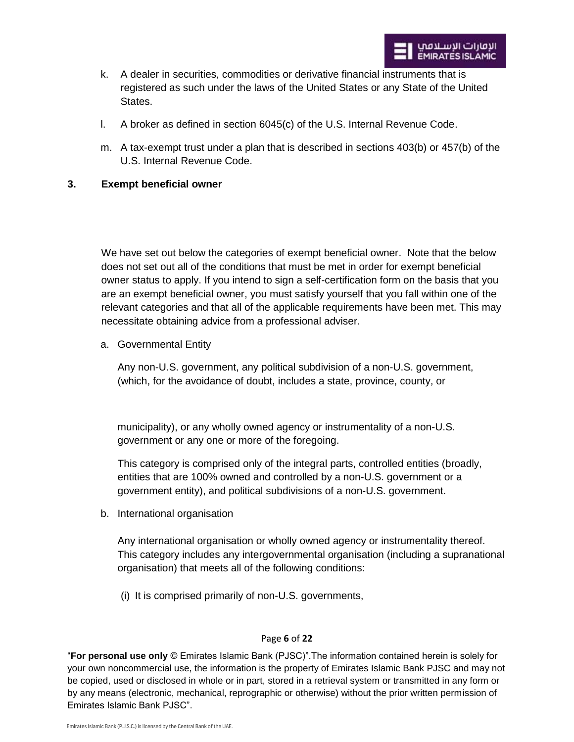k. A dealer in securities, commodities or derivative financial instruments that is registered as such under the laws of the United States or any State of the United States.

l. A broker as defined in section 6045(c) of the U.S. Internal Revenue Code.

m. A tax-exempt trust under a plan that is described in sections 403(b) or 457(b) of the U.S. Internal Revenue Code.

### 3. Exempt beneficial owner

We have set out below the categories of exempt beneficial owner. Note that the below does not set out all of the conditions that must be met in order for exempt beneficial owner status to apply. If you intend to sign a self-certification form on the basis that you are an exempt beneficial owner, you must satisfy yourself that you fall within one of the relevant categories and that all of the applicable requirements have been met. This may necessitate obtaining advice from a professional adviser.

a. Governmental Entity

Any non-U.S. government, any political subdivision of a non-U.S. government, (which, for the avoidance of doubt, includes a state, province, county, or municipality), or any wholly owned agency or instrumentality of a non-U.S. government or any one or more of the foregoing.

This category is comprised only of the integral parts, controlled entities (broadly, entities that are 100% owned and controlled by a non-U.S. government or a government entity), and political subdivisions of a non-U.S. government.

b. International organisation

Any international organisation or wholly owned agency or instrumentality thereof. This category includes any intergovernmental organisation (including a supranational organisation) that meets all of the following conditions:

(i) It is comprised primarily of non-U.S. governments,

"**For personal use only** © Emirates Islamic Bank (PJSC)".The information contained herein is solely for your own noncommercial use, the information is the property of Emirates Islamic Bank PJSC and may not be copied, used or disclosed in whole or in part, stored in a retrieval system or transmitted in any form or by any means (electronic, mechanical, reprographic or otherwise) without the prior written permission of Emirates Islamic Bank PJSC".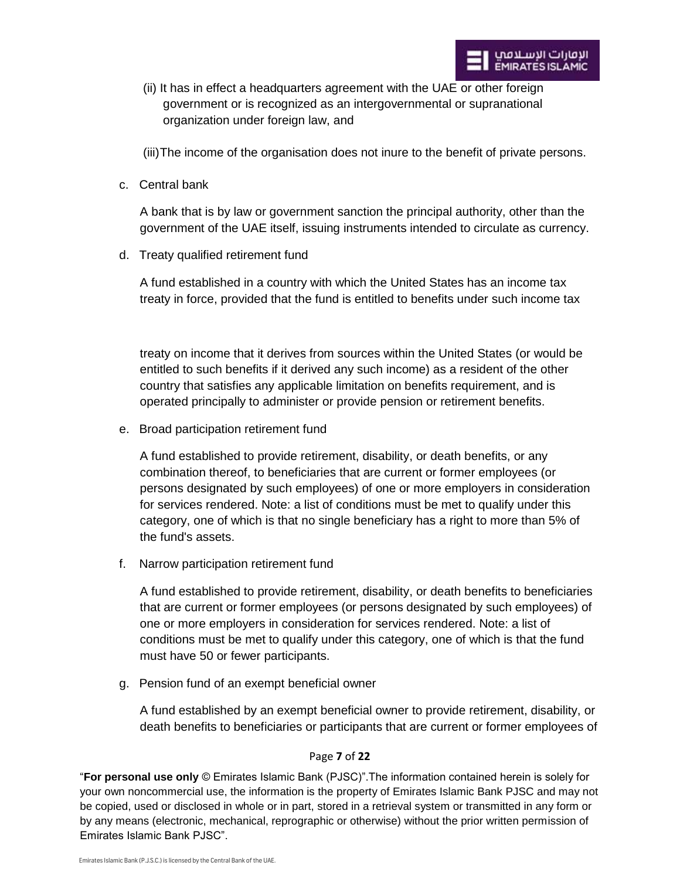(ii) It has in effect a headquarters agreement with the UAE or other foreign government or is recognized as an intergovernmental or supranational organization under foreign law, and

(iii) The income of the organisation does not inure to the benefit of private persons.

c. Central bank

A bank that is by law or government sanction the principal authority, other than the government of the UAE itself, issuing instruments intended to circulate as currency.

d. Treaty qualified retirement fund

A fund established in a country with which the United States has an income tax treaty in force, provided that the fund is entitled to benefits under such income tax treaty on income that it derives from sources within the United States (or would be entitled to such benefits if it derived any such income) as a resident of the other country that satisfies any applicable limitation on benefits requirement, and is operated principally to administer or provide pension or retirement benefits.

e. Broad participation retirement fund

A fund established to provide retirement, disability, or death benefits, or any combination thereof, to beneficiaries that are current or former employees (or persons designated by such employees) of one or more employers in consideration for services rendered. Note: a list of conditions must be met to qualify under this category, one of which is that no single beneficiary has a right to more than 5% of the fund's assets.

f. Narrow participation retirement fund

A fund established to provide retirement, disability, or death benefits to beneficiaries that are current or former employees (or persons designated by such employees) of one or more employers in consideration for services rendered. Note: a list of conditions must be met to qualify under this category, one of which is that the fund must have 50 or fewer participants.

g. Pension fund of an exempt beneficial owner

A fund established by an exempt beneficial owner to provide retirement, disability, or death benefits to beneficiaries or participants that are current or former employees of

"**For personal use only** © Emirates Islamic Bank (PJSC)".The information contained herein is solely for your own noncommercial use, the information is the property of Emirates Islamic Bank PJSC and may not be copied, used or disclosed in whole or in part, stored in a retrieval system or transmitted in any form or by any means (electronic, mechanical, reprographic or otherwise) without the prior written permission of Emirates Islamic Bank PJSC".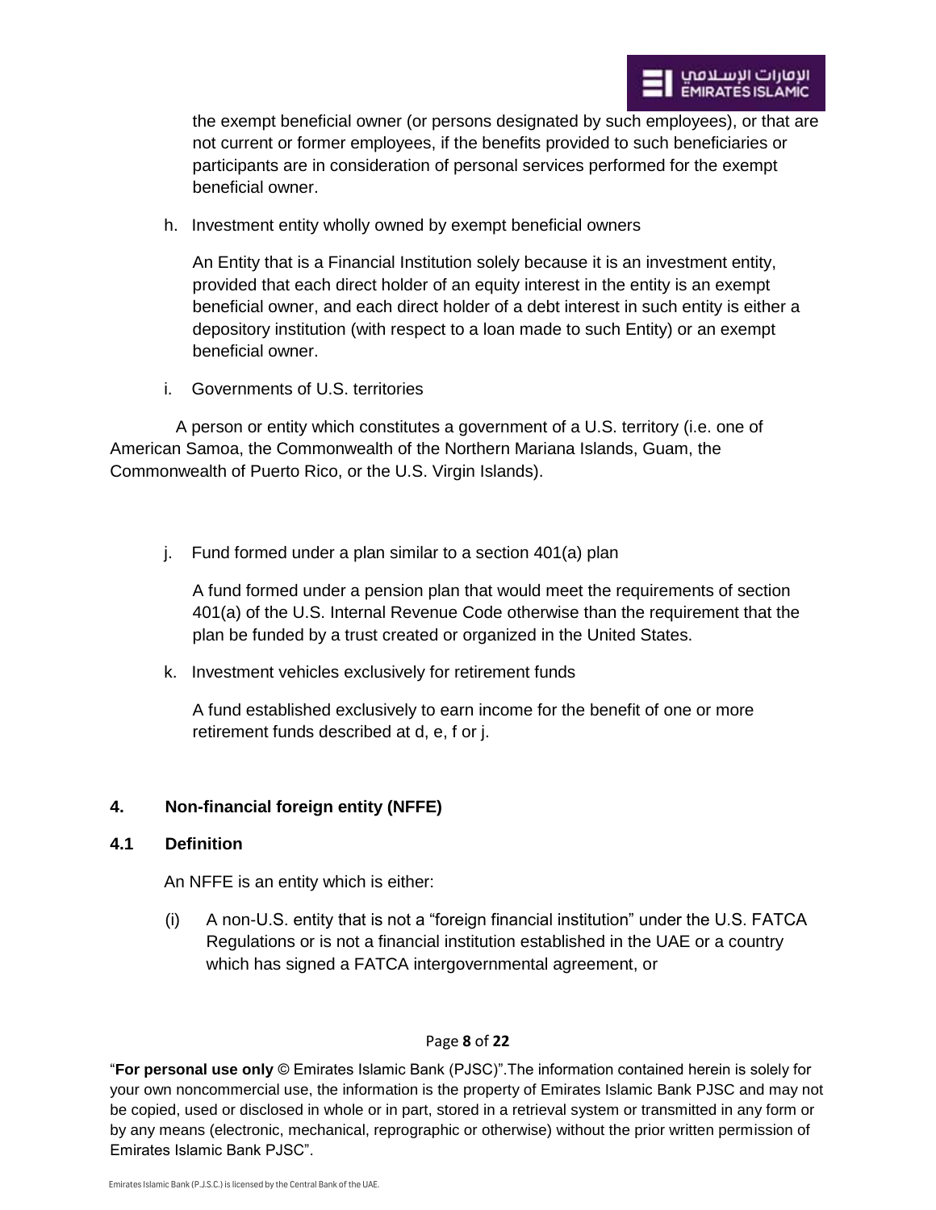the exempt beneficial owner (or persons designated by such employees), or that are not current or former employees, if the benefits provided to such beneficiaries or participants are in consideration of personal services performed for the exempt beneficial owner.

h. Investment entity wholly owned by exempt beneficial owners

An Entity that is a Financial Institution solely because it is an investment entity, provided that each direct holder of an equity interest in the entity is an exempt beneficial owner, and each direct holder of a debt interest in such entity is either a depository institution (with respect to a loan made to such Entity) or an exempt beneficial owner.

i. Governments of U.S. territories

A person or entity which constitutes a government of a U.S. territory (i.e. one of American Samoa, the Commonwealth of the Northern Mariana Islands, Guam, the Commonwealth of Puerto Rico, or the U.S. Virgin Islands).

j. Fund formed under a plan similar to a section 401(a) plan

A fund formed under a pension plan that would meet the requirements of section 401(a) of the U.S. Internal Revenue Code otherwise than the requirement that the plan be funded by a trust created or organized in the United States.

k. Investment vehicles exclusively for retirement funds

A fund established exclusively to earn income for the benefit of one or more retirement funds described at d, e, f or j.

## 4. Non-financial foreign entity (NFFE)

### 4.1 Definition

An NFFE is an entity which is either:

(i) A non-U.S. entity that is not a “foreign financial institution” under the U.S. FATCA Regulations or is not a financial institution established in the UAE or a country which has signed a FATCA intergovernmental agreement, or

“**For personal use only** © Emirates Islamic Bank (PJSC)”.The information contained herein is solely for your own noncommercial use, the information is the property of Emirates Islamic Bank PJSC and may not be copied, used or disclosed in whole or in part, stored in a retrieval system or transmitted in any form or by any means (electronic, mechanical, reprographic or otherwise) without the prior written permission of Emirates Islamic Bank PJSC”.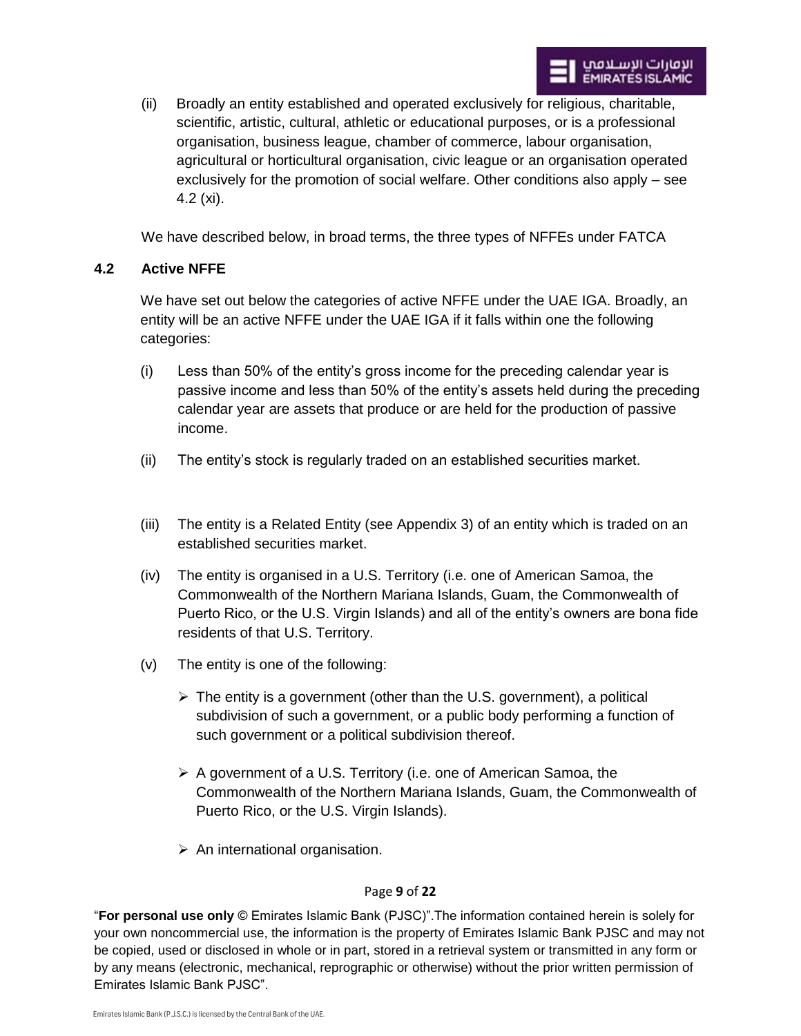(ii) Broadly an entity established and operated exclusively for religious, charitable, scientific, artistic, cultural, athletic or educational purposes, or is a professional organisation, business league, chamber of commerce, labour organisation, agricultural or horticultural organisation, civic league or an organisation operated exclusively for the promotion of social welfare. Other conditions also apply – see 4.2 (xi).

We have described below, in broad terms, the three types of NFFEs under FATCA

## 4.2 Active NFFE

We have set out below the categories of active NFFE under the UAE IGA. Broadly, an entity will be an active NFFE under the UAE IGA if it falls within one the following categories:

(i) Less than 50% of the entity's gross income for the preceding calendar year is passive income and less than 50% of the entity's assets held during the preceding calendar year are assets that produce or are held for the production of passive income.

(ii) The entity's stock is regularly traded on an established securities market.

(iii) The entity is a Related Entity (see Appendix 3) of an entity which is traded on an established securities market.

(iv) The entity is organised in a U.S. Territory (i.e. one of American Samoa, the Commonwealth of the Northern Mariana Islands, Guam, the Commonwealth of Puerto Rico, or the U.S. Virgin Islands) and all of the entity's owners are bona fide residents of that U.S. Territory.

(v) The entity is one of the following:

- The entity is a government (other than the U.S. government), a political subdivision of such a government, or a public body performing a function of such government or a political subdivision thereof.
- A government of a U.S. Territory (i.e. one of American Samoa, the Commonwealth of the Northern Mariana Islands, Guam, the Commonwealth of Puerto Rico, or the U.S. Virgin Islands).
- An international organisation.

"**For personal use only** © Emirates Islamic Bank (PJSC)".The information contained herein is solely for your own noncommercial use, the information is the property of Emirates Islamic Bank PJSC and may not be copied, used or disclosed in whole or in part, stored in a retrieval system or transmitted in any form or by any means (electronic, mechanical, reprographic or otherwise) without the prior written permission of Emirates Islamic Bank PJSC".

Emirates Islamic Bank (P.J.S.C.) is licensed by the Central Bank of the UAE.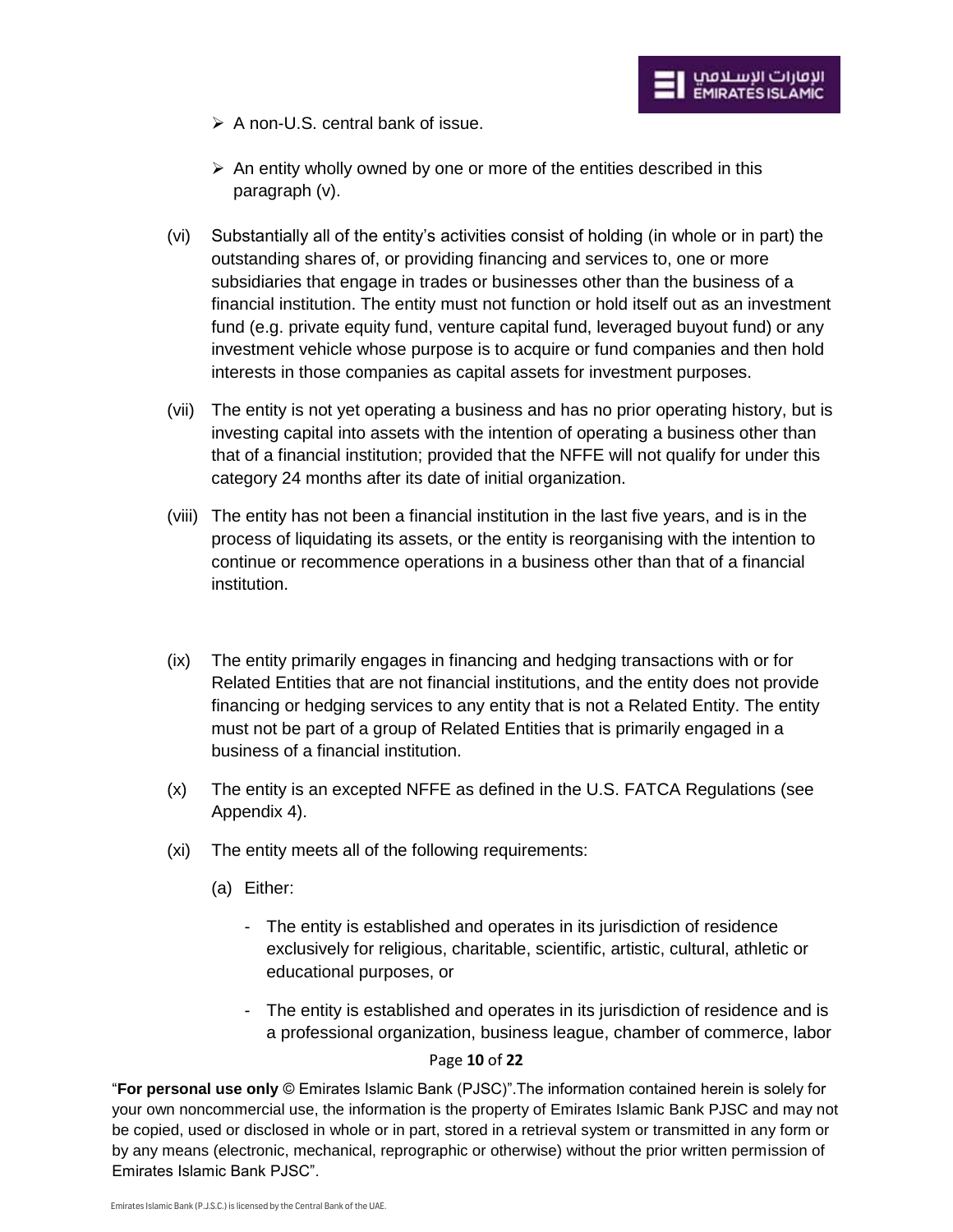- A non-U.S. central bank of issue.
- An entity wholly owned by one or more of the entities described in this paragraph (v).

(vi) Substantially all of the entity's activities consist of holding (in whole or in part) the outstanding shares of, or providing financing and services to, one or more subsidiaries that engage in trades or businesses other than the business of a financial institution. The entity must not function or hold itself out as an investment fund (e.g. private equity fund, venture capital fund, leveraged buyout fund) or any investment vehicle whose purpose is to acquire or fund companies and then hold interests in those companies as capital assets for investment purposes.

(vii) The entity is not yet operating a business and has no prior operating history, but is investing capital into assets with the intention of operating a business other than that of a financial institution; provided that the NFFE will not qualify for under this category 24 months after its date of initial organization.

(viii) The entity has not been a financial institution in the last five years, and is in the process of liquidating its assets, or the entity is reorganising with the intention to continue or recommence operations in a business other than that of a financial institution.

(ix) The entity primarily engages in financing and hedging transactions with or for Related Entities that are not financial institutions, and the entity does not provide financing or hedging services to any entity that is not a Related Entity. The entity must not be part of a group of Related Entities that is primarily engaged in a business of a financial institution.

(x) The entity is an excepted NFFE as defined in the U.S. FATCA Regulations (see Appendix 4).

(xi) The entity meets all of the following requirements:

(a) Either:

- The entity is established and operates in its jurisdiction of residence exclusively for religious, charitable, scientific, artistic, cultural, athletic or educational purposes, or
- The entity is established and operates in its jurisdiction of residence and is a professional organization, business league, chamber of commerce, labor

"**For personal use only** © Emirates Islamic Bank (PJSC)".The information contained herein is solely for your own noncommercial use, the information is the property of Emirates Islamic Bank PJSC and may not be copied, used or disclosed in whole or in part, stored in a retrieval system or transmitted in any form or by any means (electronic, mechanical, reprographic or otherwise) without the prior written permission of Emirates Islamic Bank PJSC".

Emirates Islamic Bank (P.J.S.C.) is licensed by the Central Bank of the UAE.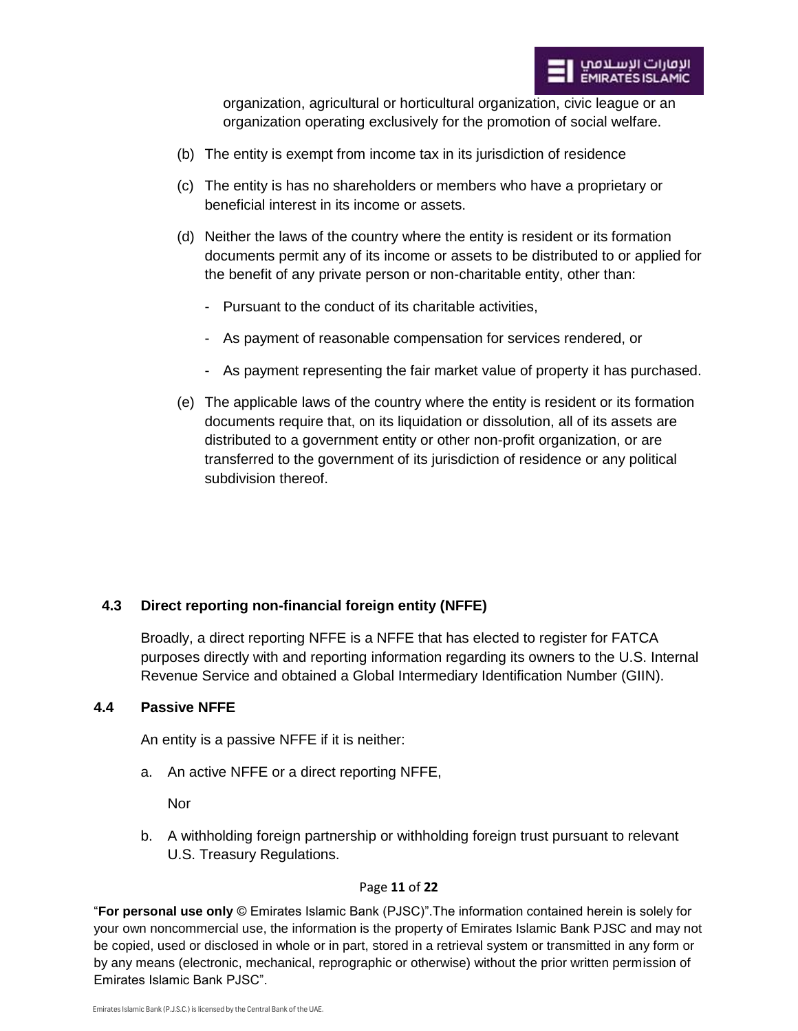organization, agricultural or horticultural organization, civic league or an organization operating exclusively for the promotion of social welfare.

(b) The entity is exempt from income tax in its jurisdiction of residence

(c) The entity is has no shareholders or members who have a proprietary or beneficial interest in its income or assets.

(d) Neither the laws of the country where the entity is resident or its formation documents permit any of its income or assets to be distributed to or applied for the benefit of any private person or non-charitable entity, other than:

- Pursuant to the conduct of its charitable activities,
- As payment of reasonable compensation for services rendered, or
- As payment representing the fair market value of property it has purchased.

(e) The applicable laws of the country where the entity is resident or its formation documents require that, on its liquidation or dissolution, all of its assets are distributed to a government entity or other non-profit organization, or are transferred to the government of its jurisdiction of residence or any political subdivision thereof.

### 4.3 Direct reporting non-financial foreign entity (NFFE)

Broadly, a direct reporting NFFE is a NFFE that has elected to register for FATCA purposes directly with and reporting information regarding its owners to the U.S. Internal Revenue Service and obtained a Global Intermediary Identification Number (GIIN).

### 4.4 Passive NFFE

An entity is a passive NFFE if it is neither:

a. An active NFFE or a direct reporting NFFE,

   Nor

b. A withholding foreign partnership or withholding foreign trust pursuant to relevant U.S. Treasury Regulations.

"**For personal use only** © Emirates Islamic Bank (PJSC)".The information contained herein is solely for your own noncommercial use, the information is the property of Emirates Islamic Bank PJSC and may not be copied, used or disclosed in whole or in part, stored in a retrieval system or transmitted in any form or by any means (electronic, mechanical, reprographic or otherwise) without the prior written permission of Emirates Islamic Bank PJSC".

Emirates Islamic Bank (P.J.S.C.) is licensed by the Central Bank of the UAE.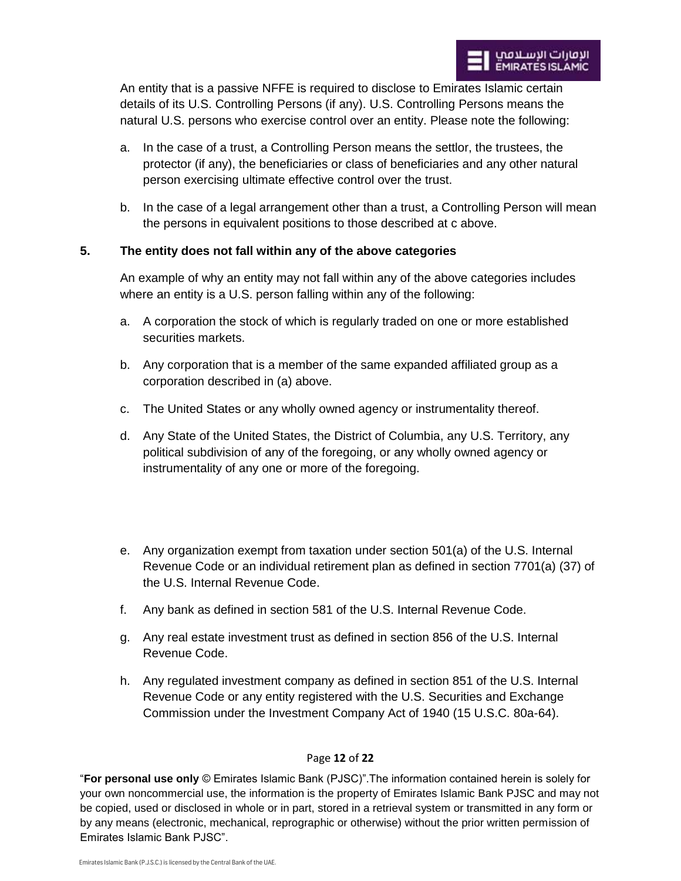An entity that is a passive NFFE is required to disclose to Emirates Islamic certain details of its U.S. Controlling Persons (if any). U.S. Controlling Persons means the natural U.S. persons who exercise control over an entity. Please note the following:

a. In the case of a trust, a Controlling Person means the settlor, the trustees, the protector (if any), the beneficiaries or class of beneficiaries and any other natural person exercising ultimate effective control over the trust.

b. In the case of a legal arrangement other than a trust, a Controlling Person will mean the persons in equivalent positions to those described at c above.

**5. The entity does not fall within any of the above categories**

An example of why an entity may not fall within any of the above categories includes where an entity is a U.S. person falling within any of the following:

a. A corporation the stock of which is regularly traded on one or more established securities markets.

b. Any corporation that is a member of the same expanded affiliated group as a corporation described in (a) above.

c. The United States or any wholly owned agency or instrumentality thereof.

d. Any State of the United States, the District of Columbia, any U.S. Territory, any political subdivision of any of the foregoing, or any wholly owned agency or instrumentality of any one or more of the foregoing.

e. Any organization exempt from taxation under section 501(a) of the U.S. Internal Revenue Code or an individual retirement plan as defined in section 7701(a) (37) of the U.S. Internal Revenue Code.

f. Any bank as defined in section 581 of the U.S. Internal Revenue Code.

g. Any real estate investment trust as defined in section 856 of the U.S. Internal Revenue Code.

h. Any regulated investment company as defined in section 851 of the U.S. Internal Revenue Code or any entity registered with the U.S. Securities and Exchange Commission under the Investment Company Act of 1940 (15 U.S.C. 80a-64).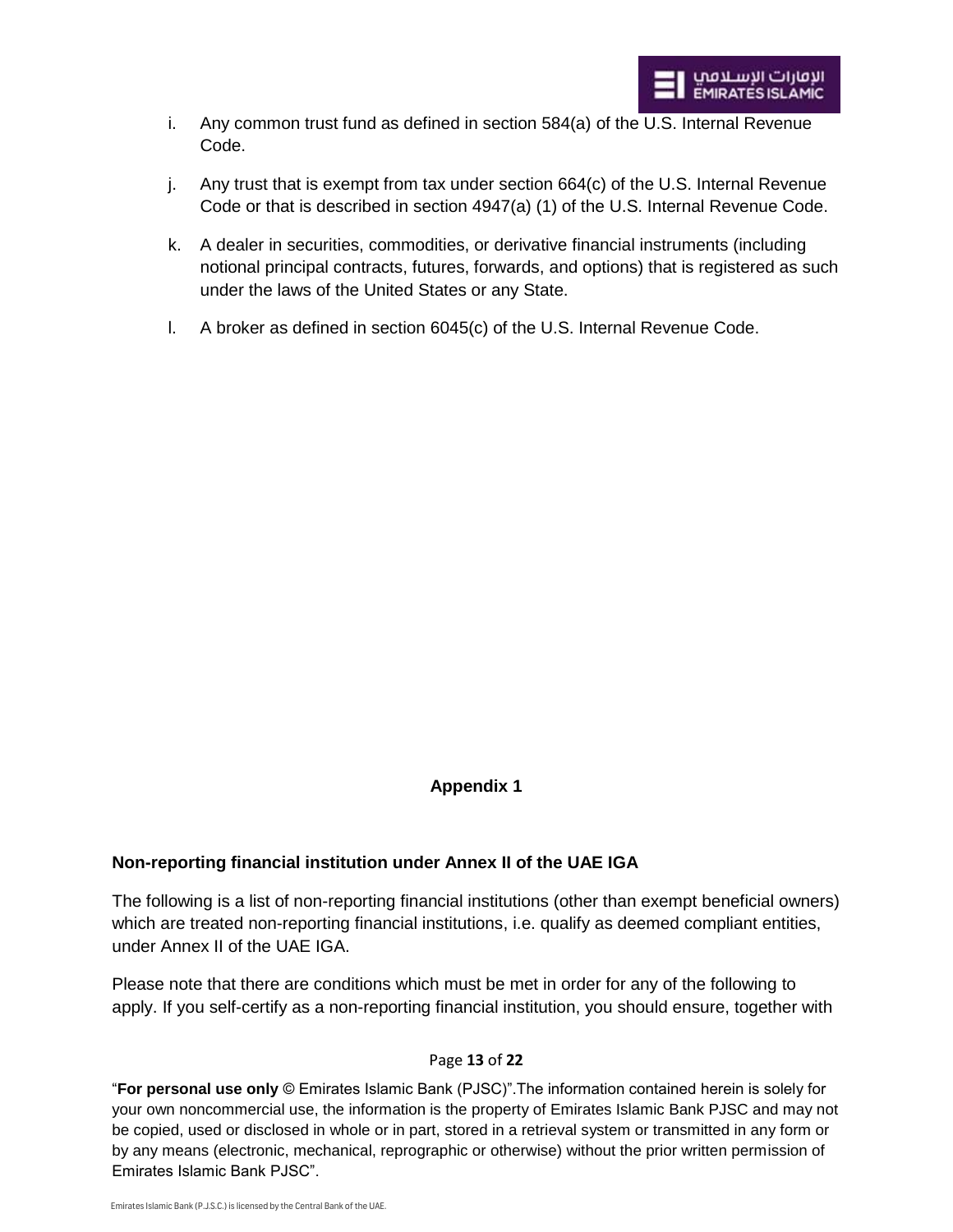i. Any common trust fund as defined in section 584(a) of the U.S. Internal Revenue Code.

j. Any trust that is exempt from tax under section 664(c) of the U.S. Internal Revenue Code or that is described in section 4947(a) (1) of the U.S. Internal Revenue Code.

k. A dealer in securities, commodities, or derivative financial instruments (including notional principal contracts, futures, forwards, and options) that is registered as such under the laws of the United States or any State.

l. A broker as defined in section 6045(c) of the U.S. Internal Revenue Code.

## Appendix 1

### Non-reporting financial institution under Annex II of the UAE IGA

The following is a list of non-reporting financial institutions (other than exempt beneficial owners) which are treated non-reporting financial institutions, i.e. qualify as deemed compliant entities, under Annex II of the UAE IGA.

Please note that there are conditions which must be met in order for any of the following to apply. If you self-certify as a non-reporting financial institution, you should ensure, together with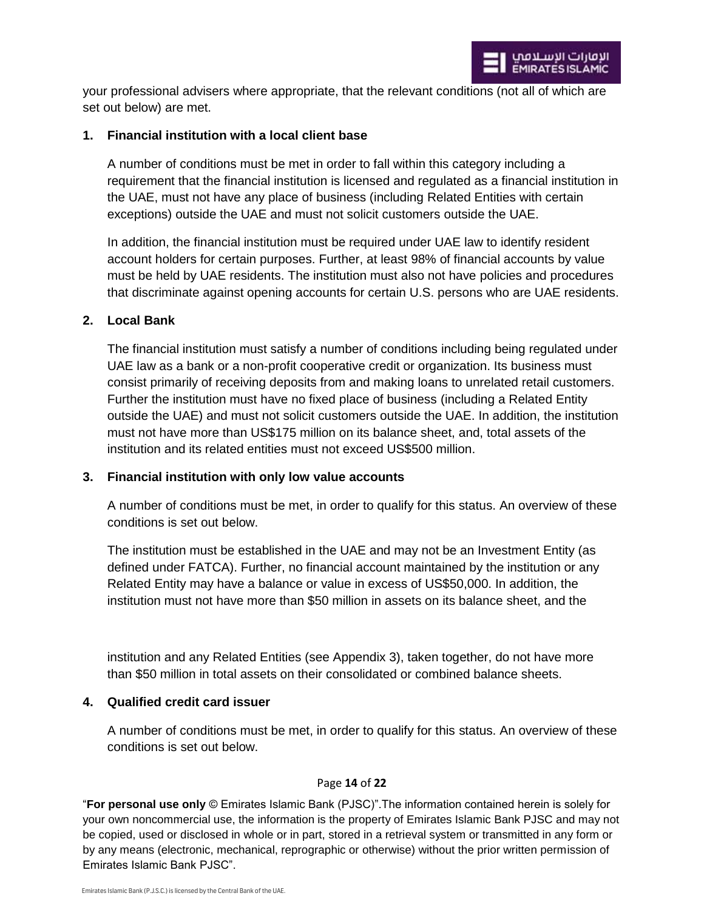your professional advisers where appropriate, that the relevant conditions (not all of which are set out below) are met.

**1. Financial institution with a local client base**

A number of conditions must be met in order to fall within this category including a requirement that the financial institution is licensed and regulated as a financial institution in the UAE, must not have any place of business (including Related Entities with certain exceptions) outside the UAE and must not solicit customers outside the UAE.

In addition, the financial institution must be required under UAE law to identify resident account holders for certain purposes. Further, at least 98% of financial accounts by value must be held by UAE residents. The institution must also not have policies and procedures that discriminate against opening accounts for certain U.S. persons who are UAE residents.

**2. Local Bank**

The financial institution must satisfy a number of conditions including being regulated under UAE law as a bank or a non-profit cooperative credit or organization. Its business must consist primarily of receiving deposits from and making loans to unrelated retail customers. Further the institution must have no fixed place of business (including a Related Entity outside the UAE) and must not solicit customers outside the UAE. In addition, the institution must not have more than US$175 million on its balance sheet, and, total assets of the institution and its related entities must not exceed US$500 million.

**3. Financial institution with only low value accounts**

A number of conditions must be met, in order to qualify for this status. An overview of these conditions is set out below.

The institution must be established in the UAE and may not be an Investment Entity (as defined under FATCA). Further, no financial account maintained by the institution or any Related Entity may have a balance or value in excess of US$50,000. In addition, the institution must not have more than $50 million in assets on its balance sheet, and the institution and any Related Entities (see Appendix 3), taken together, do not have more than $50 million in total assets on their consolidated or combined balance sheets.

**4. Qualified credit card issuer**

A number of conditions must be met, in order to qualify for this status. An overview of these conditions is set out below.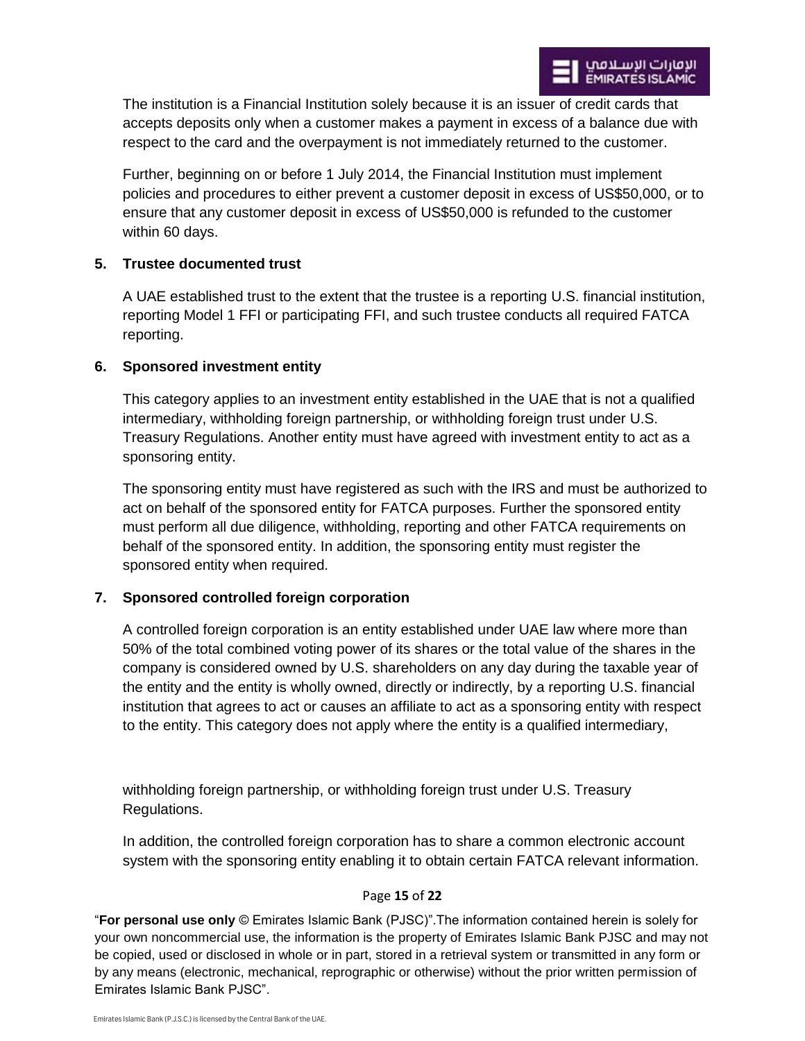The institution is a Financial Institution solely because it is an issuer of credit cards that accepts deposits only when a customer makes a payment in excess of a balance due with respect to the card and the overpayment is not immediately returned to the customer.

Further, beginning on or before 1 July 2014, the Financial Institution must implement policies and procedures to either prevent a customer deposit in excess of US$50,000, or to ensure that any customer deposit in excess of US$50,000 is refunded to the customer within 60 days.

**5. Trustee documented trust**

A UAE established trust to the extent that the trustee is a reporting U.S. financial institution, reporting Model 1 FFI or participating FFI, and such trustee conducts all required FATCA reporting.

**6. Sponsored investment entity**

This category applies to an investment entity established in the UAE that is not a qualified intermediary, withholding foreign partnership, or withholding foreign trust under U.S. Treasury Regulations. Another entity must have agreed with investment entity to act as a sponsoring entity.

The sponsoring entity must have registered as such with the IRS and must be authorized to act on behalf of the sponsored entity for FATCA purposes. Further the sponsored entity must perform all due diligence, withholding, reporting and other FATCA requirements on behalf of the sponsored entity. In addition, the sponsoring entity must register the sponsored entity when required.

**7. Sponsored controlled foreign corporation**

A controlled foreign corporation is an entity established under UAE law where more than 50% of the total combined voting power of its shares or the total value of the shares in the company is considered owned by U.S. shareholders on any day during the taxable year of the entity and the entity is wholly owned, directly or indirectly, by a reporting U.S. financial institution that agrees to act or causes an affiliate to act as a sponsoring entity with respect to the entity. This category does not apply where the entity is a qualified intermediary, withholding foreign partnership, or withholding foreign trust under U.S. Treasury Regulations.

In addition, the controlled foreign corporation has to share a common electronic account system with the sponsoring entity enabling it to obtain certain FATCA relevant information.

"**For personal use only** © Emirates Islamic Bank (PJSC)".The information contained herein is solely for your own noncommercial use, the information is the property of Emirates Islamic Bank PJSC and may not be copied, used or disclosed in whole or in part, stored in a retrieval system or transmitted in any form or by any means (electronic, mechanical, reprographic or otherwise) without the prior written permission of Emirates Islamic Bank PJSC".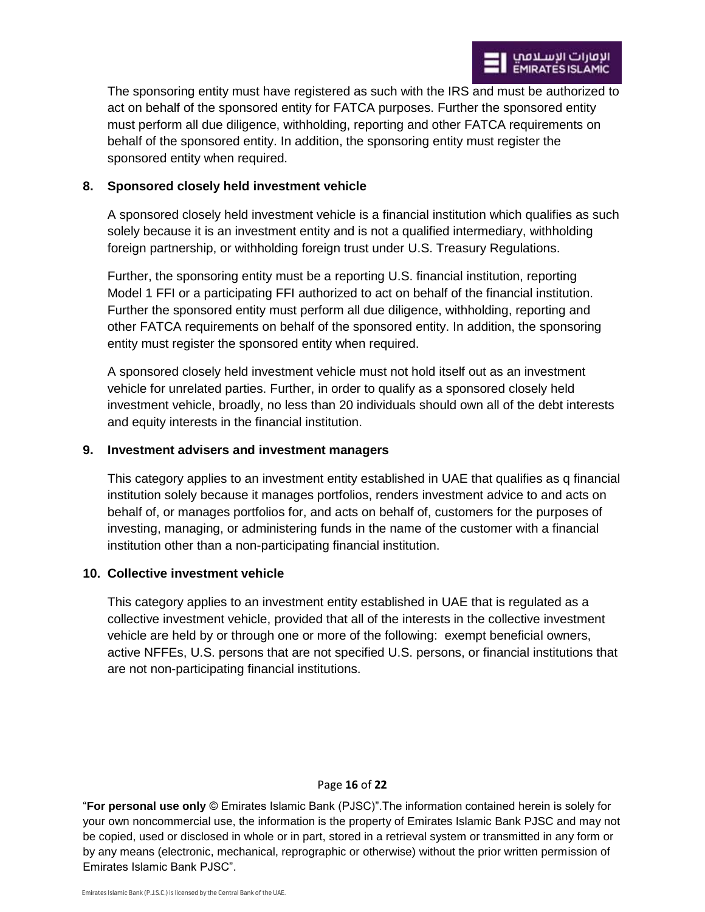The sponsoring entity must have registered as such with the IRS and must be authorized to act on behalf of the sponsored entity for FATCA purposes. Further the sponsored entity must perform all due diligence, withholding, reporting and other FATCA requirements on behalf of the sponsored entity. In addition, the sponsoring entity must register the sponsored entity when required.

**8. Sponsored closely held investment vehicle**

A sponsored closely held investment vehicle is a financial institution which qualifies as such solely because it is an investment entity and is not a qualified intermediary, withholding foreign partnership, or withholding foreign trust under U.S. Treasury Regulations.

Further, the sponsoring entity must be a reporting U.S. financial institution, reporting Model 1 FFI or a participating FFI authorized to act on behalf of the financial institution. Further the sponsored entity must perform all due diligence, withholding, reporting and other FATCA requirements on behalf of the sponsored entity. In addition, the sponsoring entity must register the sponsored entity when required.

A sponsored closely held investment vehicle must not hold itself out as an investment vehicle for unrelated parties. Further, in order to qualify as a sponsored closely held investment vehicle, broadly, no less than 20 individuals should own all of the debt interests and equity interests in the financial institution.

**9. Investment advisers and investment managers**

This category applies to an investment entity established in UAE that qualifies as q financial institution solely because it manages portfolios, renders investment advice to and acts on behalf of, or manages portfolios for, and acts on behalf of, customers for the purposes of investing, managing, or administering funds in the name of the customer with a financial institution other than a non-participating financial institution.

**10. Collective investment vehicle**

This category applies to an investment entity established in UAE that is regulated as a collective investment vehicle, provided that all of the interests in the collective investment vehicle are held by or through one or more of the following: exempt beneficial owners, active NFFEs, U.S. persons that are not specified U.S. persons, or financial institutions that are not non-participating financial institutions.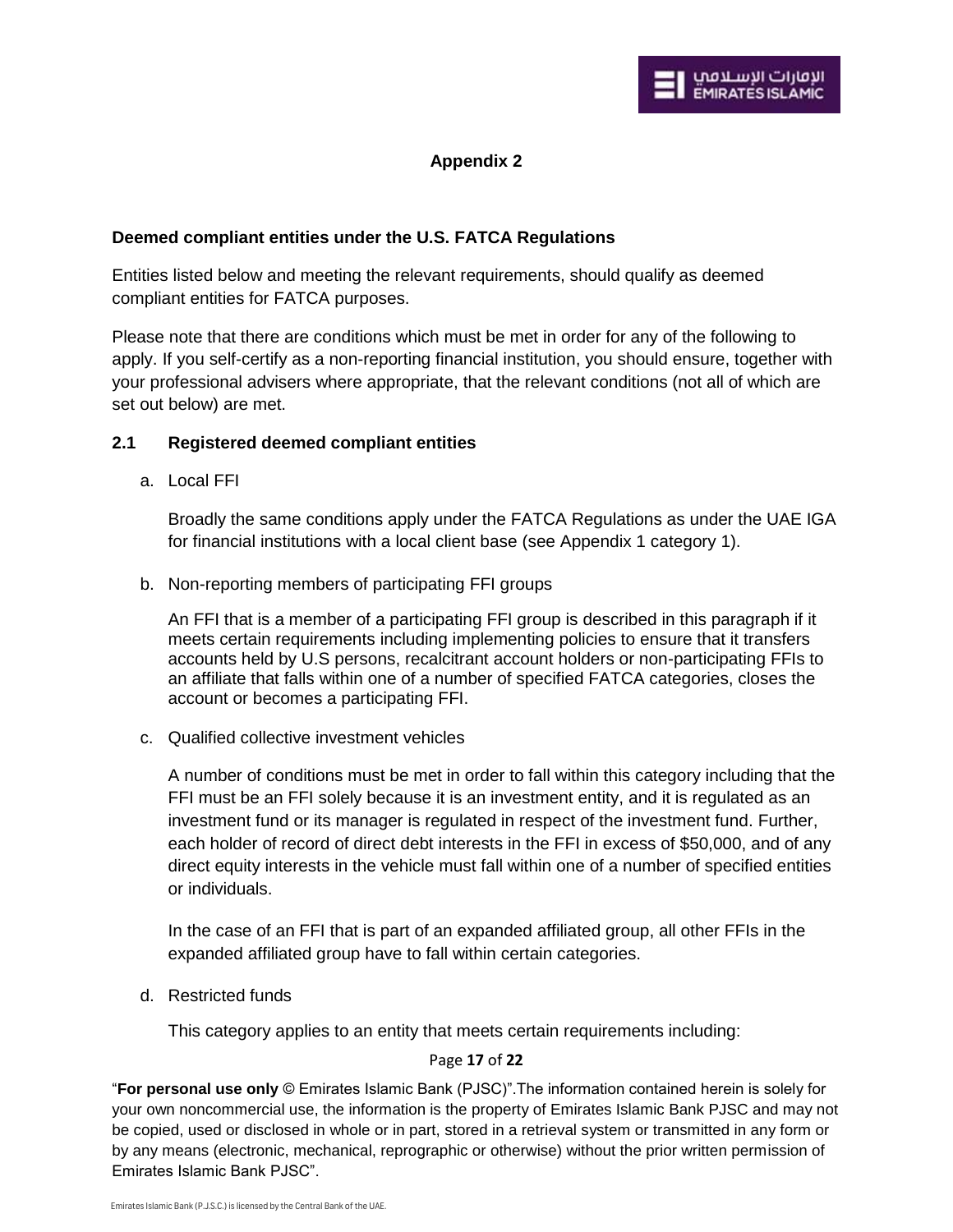## Appendix 2

**Deemed compliant entities under the U.S. FATCA Regulations**

Entities listed below and meeting the relevant requirements, should qualify as deemed compliant entities for FATCA purposes.

Please note that there are conditions which must be met in order for any of the following to apply. If you self-certify as a non-reporting financial institution, you should ensure, together with your professional advisers where appropriate, that the relevant conditions (not all of which are set out below) are met.

### 2.1 Registered deemed compliant entities

a. Local FFI

   Broadly the same conditions apply under the FATCA Regulations as under the UAE IGA for financial institutions with a local client base (see Appendix 1 category 1).

b. Non-reporting members of participating FFI groups

   An FFI that is a member of a participating FFI group is described in this paragraph if it meets certain requirements including implementing policies to ensure that it transfers accounts held by U.S persons, recalcitrant account holders or non-participating FFIs to an affiliate that falls within one of a number of specified FATCA categories, closes the account or becomes a participating FFI.

c. Qualified collective investment vehicles

   A number of conditions must be met in order to fall within this category including that the FFI must be an FFI solely because it is an investment entity, and it is regulated as an investment fund or its manager is regulated in respect of the investment fund. Further, each holder of record of direct debt interests in the FFI in excess of $50,000, and of any direct equity interests in the vehicle must fall within one of a number of specified entities or individuals.

   In the case of an FFI that is part of an expanded affiliated group, all other FFIs in the expanded affiliated group have to fall within certain categories.

d. Restricted funds

   This category applies to an entity that meets certain requirements including: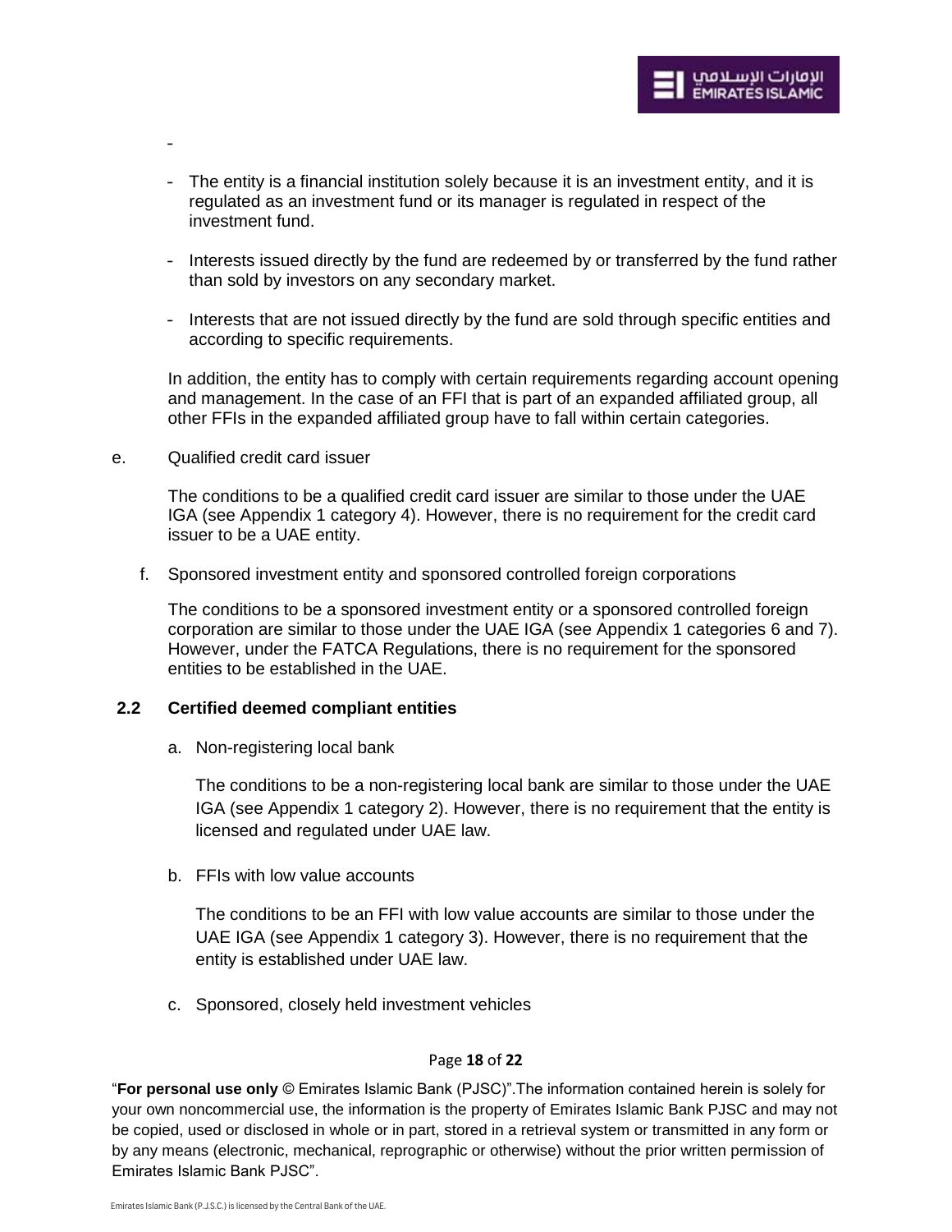- 
- The entity is a financial institution solely because it is an investment entity, and it is regulated as an investment fund or its manager is regulated in respect of the investment fund.
- Interests issued directly by the fund are redeemed by or transferred by the fund rather than sold by investors on any secondary market.
- Interests that are not issued directly by the fund are sold through specific entities and according to specific requirements.

In addition, the entity has to comply with certain requirements regarding account opening and management. In the case of an FFI that is part of an expanded affiliated group, all other FFIs in the expanded affiliated group have to fall within certain categories.

e. Qualified credit card issuer

The conditions to be a qualified credit card issuer are similar to those under the UAE IGA (see Appendix 1 category 4). However, there is no requirement for the credit card issuer to be a UAE entity.

f. Sponsored investment entity and sponsored controlled foreign corporations

The conditions to be a sponsored investment entity or a sponsored controlled foreign corporation are similar to those under the UAE IGA (see Appendix 1 categories 6 and 7). However, under the FATCA Regulations, there is no requirement for the sponsored entities to be established in the UAE.

### 2.2 Certified deemed compliant entities

a. Non-registering local bank

The conditions to be a non-registering local bank are similar to those under the UAE IGA (see Appendix 1 category 2). However, there is no requirement that the entity is licensed and regulated under UAE law.

b. FFIs with low value accounts

The conditions to be an FFI with low value accounts are similar to those under the UAE IGA (see Appendix 1 category 3). However, there is no requirement that the entity is established under UAE law.

c. Sponsored, closely held investment vehicles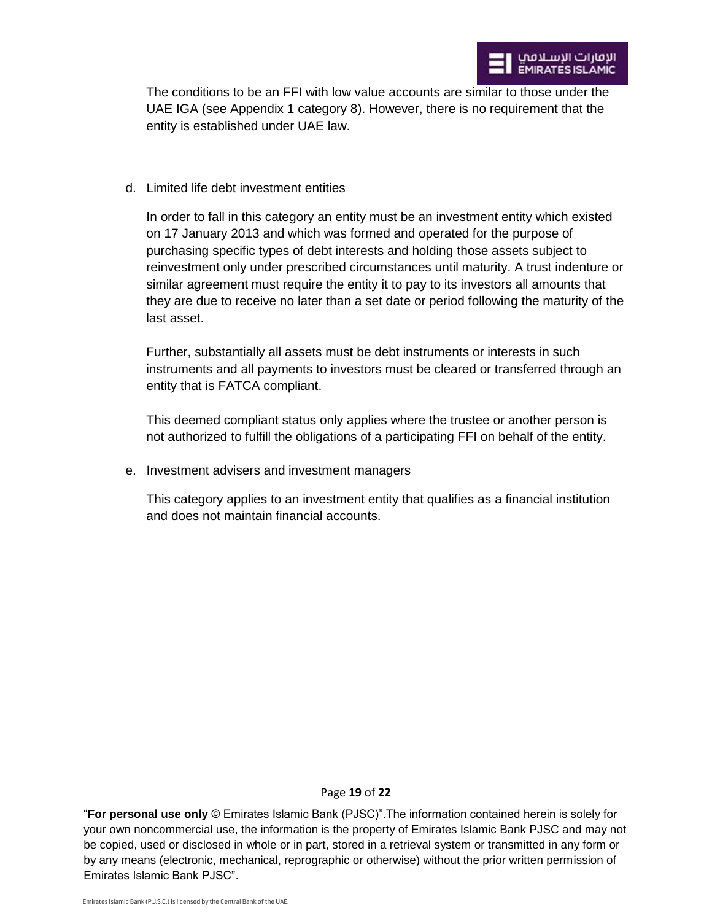The conditions to be an FFI with low value accounts are similar to those under the UAE IGA (see Appendix 1 category 8). However, there is no requirement that the entity is established under UAE law.

d. Limited life debt investment entities

   In order to fall in this category an entity must be an investment entity which existed on 17 January 2013 and which was formed and operated for the purpose of purchasing specific types of debt interests and holding those assets subject to reinvestment only under prescribed circumstances until maturity. A trust indenture or similar agreement must require the entity it to pay to its investors all amounts that they are due to receive no later than a set date or period following the maturity of the last asset.

   Further, substantially all assets must be debt instruments or interests in such instruments and all payments to investors must be cleared or transferred through an entity that is FATCA compliant.

   This deemed compliant status only applies where the trustee or another person is not authorized to fulfill the obligations of a participating FFI on behalf of the entity.

e. Investment advisers and investment managers

   This category applies to an investment entity that qualifies as a financial institution and does not maintain financial accounts.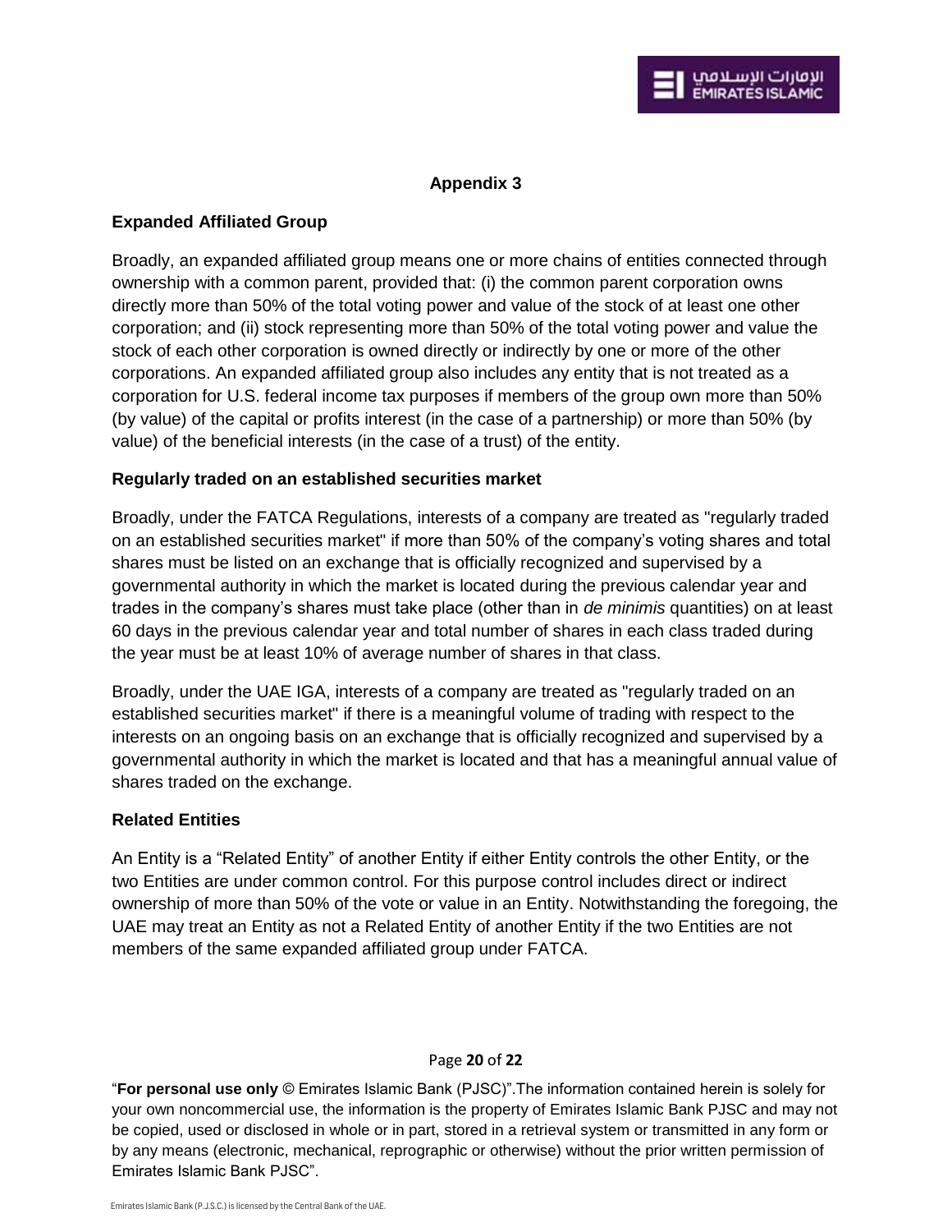## Appendix 3

### Expanded Affiliated Group

Broadly, an expanded affiliated group means one or more chains of entities connected through ownership with a common parent, provided that: (i) the common parent corporation owns directly more than 50% of the total voting power and value of the stock of at least one other corporation; and (ii) stock representing more than 50% of the total voting power and value the stock of each other corporation is owned directly or indirectly by one or more of the other corporations. An expanded affiliated group also includes any entity that is not treated as a corporation for U.S. federal income tax purposes if members of the group own more than 50% (by value) of the capital or profits interest (in the case of a partnership) or more than 50% (by value) of the beneficial interests (in the case of a trust) of the entity.

### Regularly traded on an established securities market

Broadly, under the FATCA Regulations, interests of a company are treated as "regularly traded on an established securities market" if more than 50% of the company's voting shares and total shares must be listed on an exchange that is officially recognized and supervised by a governmental authority in which the market is located during the previous calendar year and trades in the company's shares must take place (other than in *de minimis* quantities) on at least 60 days in the previous calendar year and total number of shares in each class traded during the year must be at least 10% of average number of shares in that class.

Broadly, under the UAE IGA, interests of a company are treated as "regularly traded on an established securities market" if there is a meaningful volume of trading with respect to the interests on an ongoing basis on an exchange that is officially recognized and supervised by a governmental authority in which the market is located and that has a meaningful annual value of shares traded on the exchange.

### Related Entities

An Entity is a "Related Entity" of another Entity if either Entity controls the other Entity, or the two Entities are under common control. For this purpose control includes direct or indirect ownership of more than 50% of the vote or value in an Entity. Notwithstanding the foregoing, the UAE may treat an Entity as not a Related Entity of another Entity if the two Entities are not members of the same expanded affiliated group under FATCA.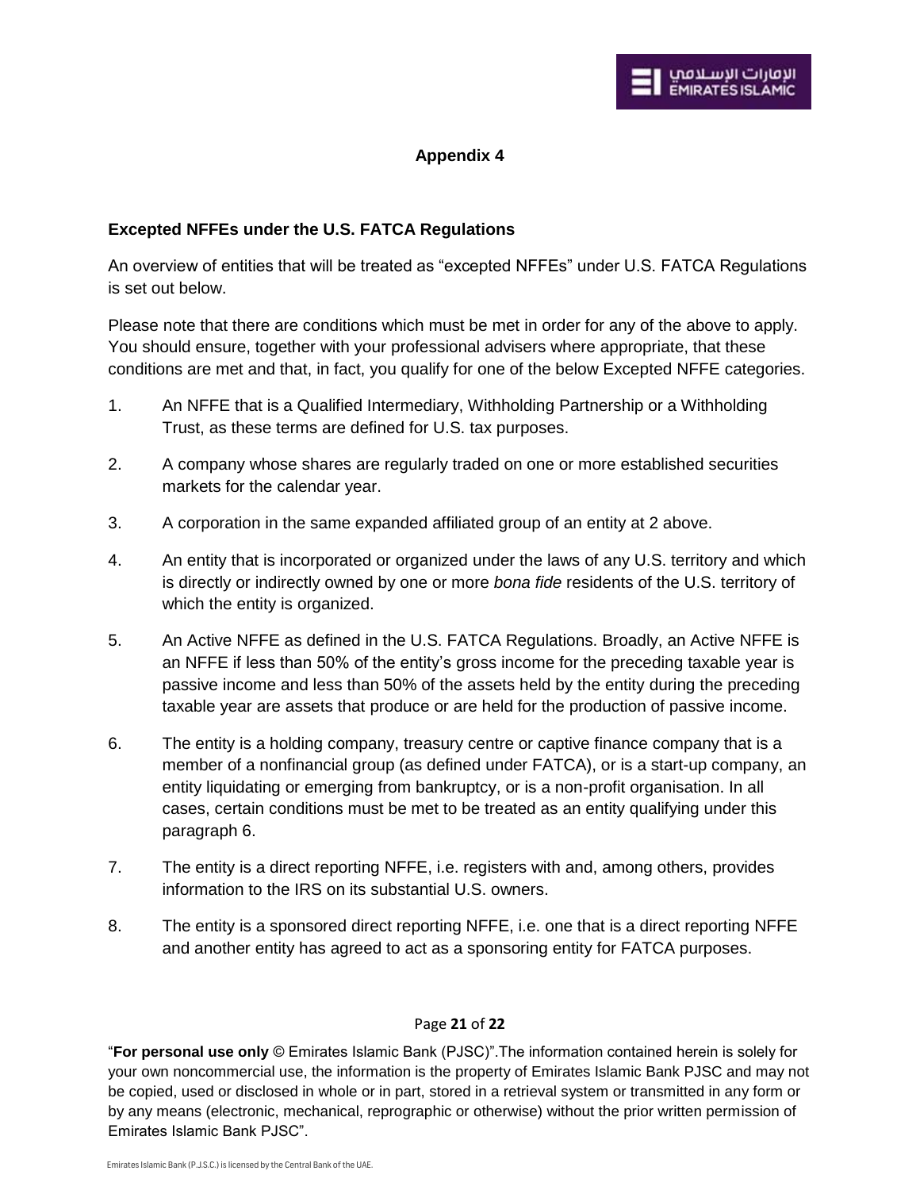# Appendix 4

## Excepted NFFEs under the U.S. FATCA Regulations

An overview of entities that will be treated as "excepted NFFEs" under U.S. FATCA Regulations is set out below.

Please note that there are conditions which must be met in order for any of the above to apply. You should ensure, together with your professional advisers where appropriate, that these conditions are met and that, in fact, you qualify for one of the below Excepted NFFE categories.

1. An NFFE that is a Qualified Intermediary, Withholding Partnership or a Withholding Trust, as these terms are defined for U.S. tax purposes.
2. A company whose shares are regularly traded on one or more established securities markets for the calendar year.
3. A corporation in the same expanded affiliated group of an entity at 2 above.
4. An entity that is incorporated or organized under the laws of any U.S. territory and which is directly or indirectly owned by one or more *bona fide* residents of the U.S. territory of which the entity is organized.
5. An Active NFFE as defined in the U.S. FATCA Regulations. Broadly, an Active NFFE is an NFFE if less than 50% of the entity's gross income for the preceding taxable year is passive income and less than 50% of the assets held by the entity during the preceding taxable year are assets that produce or are held for the production of passive income.
6. The entity is a holding company, treasury centre or captive finance company that is a member of a nonfinancial group (as defined under FATCA), or is a start-up company, an entity liquidating or emerging from bankruptcy, or is a non-profit organisation. In all cases, certain conditions must be met to be treated as an entity qualifying under this paragraph 6.
7. The entity is a direct reporting NFFE, i.e. registers with and, among others, provides information to the IRS on its substantial U.S. owners.
8. The entity is a sponsored direct reporting NFFE, i.e. one that is a direct reporting NFFE and another entity has agreed to act as a sponsoring entity for FATCA purposes.

"**For personal use only** © Emirates Islamic Bank (PJSC)".The information contained herein is solely for your own noncommercial use, the information is the property of Emirates Islamic Bank PJSC and may not be copied, used or disclosed in whole or in part, stored in a retrieval system or transmitted in any form or by any means (electronic, mechanical, reprographic or otherwise) without the prior written permission of Emirates Islamic Bank PJSC".

Emirates Islamic Bank (P.J.S.C.) is licensed by the Central Bank of the UAE.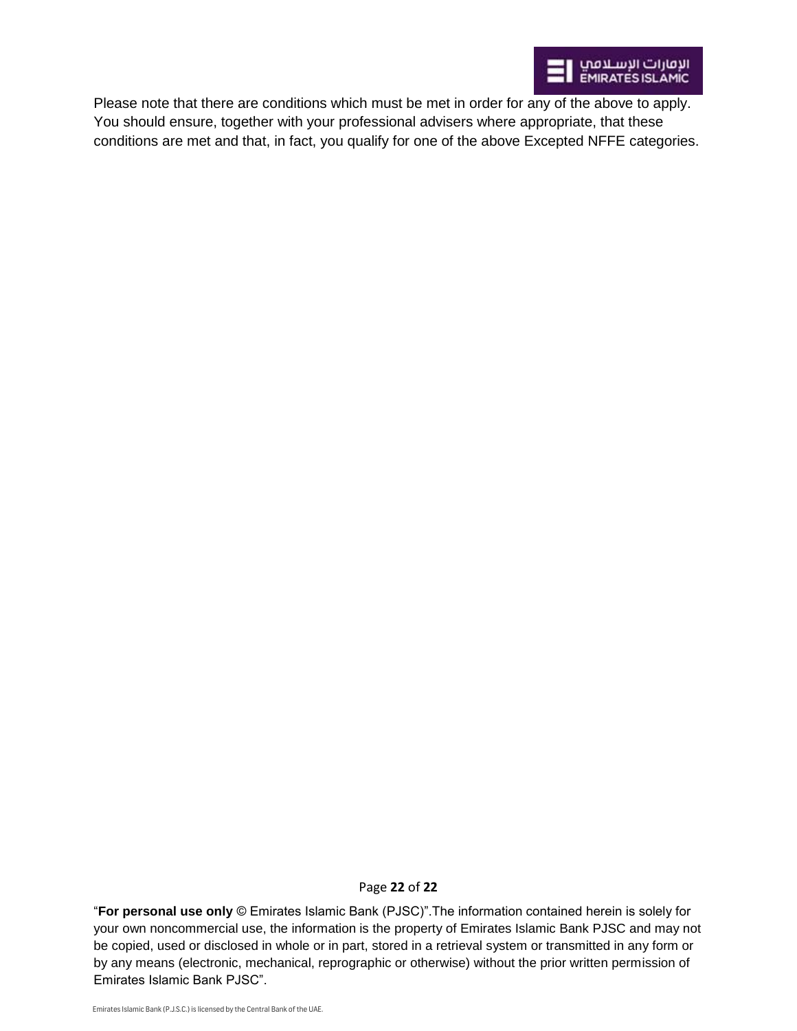Please note that there are conditions which must be met in order for any of the above to apply. You should ensure, together with your professional advisers where appropriate, that these conditions are met and that, in fact, you qualify for one of the above Excepted NFFE categories.